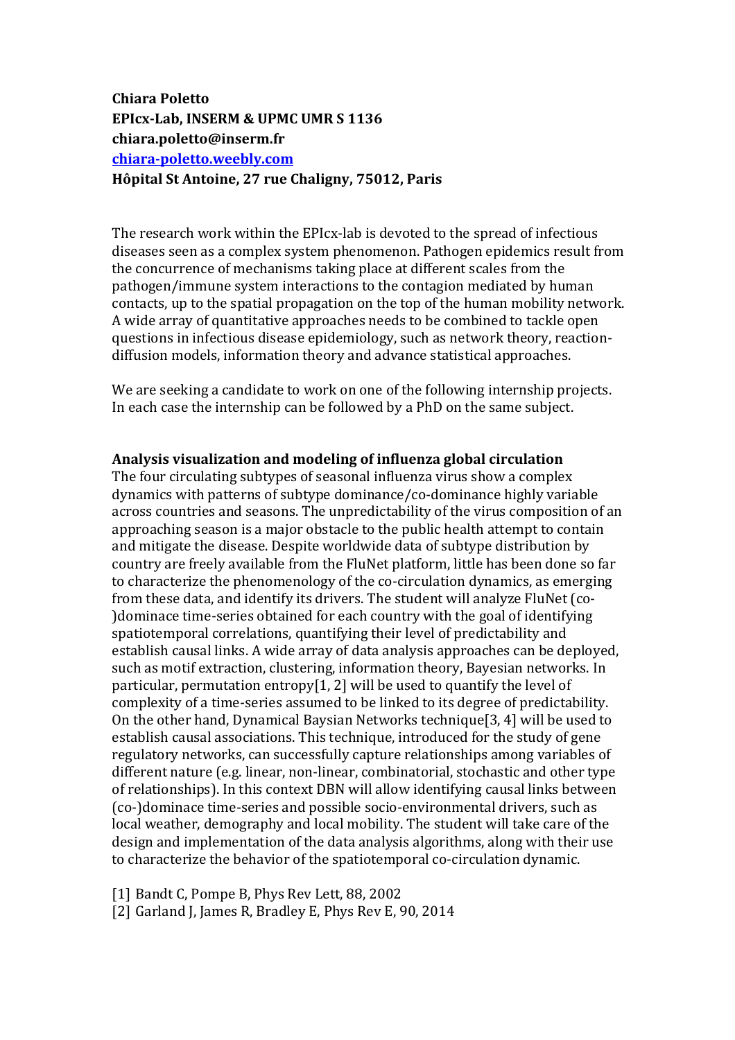**Chiara Poletto**
**EPIcx-Lab, INSERM & UPMC UMR S 1136**
**chiara.poletto@inserm.fr**
**[chiara-poletto.weebly.com](chiara-poletto.weebly.com)**
**Hôpital St Antoine, 27 rue Chaligny, 75012, Paris**

The research work within the EPIcx-lab is devoted to the spread of infectious diseases seen as a complex system phenomenon. Pathogen epidemics result from the concurrence of mechanisms taking place at different scales from the pathogen/immune system interactions to the contagion mediated by human contacts, up to the spatial propagation on the top of the human mobility network. A wide array of quantitative approaches needs to be combined to tackle open questions in infectious disease epidemiology, such as network theory, reaction-diffusion models, information theory and advance statistical approaches.

We are seeking a candidate to work on one of the following internship projects. In each case the internship can be followed by a PhD on the same subject.

**Analysis visualization and modeling of influenza global circulation**

The four circulating subtypes of seasonal influenza virus show a complex dynamics with patterns of subtype dominance/co-dominance highly variable across countries and seasons. The unpredictability of the virus composition of an approaching season is a major obstacle to the public health attempt to contain and mitigate the disease. Despite worldwide data of subtype distribution by country are freely available from the FluNet platform, little has been done so far to characterize the phenomenology of the co-circulation dynamics, as emerging from these data, and identify its drivers. The student will analyze FluNet (co-)dominace time-series obtained for each country with the goal of identifying spatiotemporal correlations, quantifying their level of predictability and establish causal links. A wide array of data analysis approaches can be deployed, such as motif extraction, clustering, information theory, Bayesian networks. In particular, permutation entropy[1, 2] will be used to quantify the level of complexity of a time-series assumed to be linked to its degree of predictability. On the other hand, Dynamical Baysian Networks technique[3, 4] will be used to establish causal associations. This technique, introduced for the study of gene regulatory networks, can successfully capture relationships among variables of different nature (e.g. linear, non-linear, combinatorial, stochastic and other type of relationships). In this context DBN will allow identifying causal links between (co-)dominace time-series and possible socio-environmental drivers, such as local weather, demography and local mobility. The student will take care of the design and implementation of the data analysis algorithms, along with their use to characterize the behavior of the spatiotemporal co-circulation dynamic.

[1] Bandt C, Pompe B, Phys Rev Lett, 88, 2002
[2] Garland J, James R, Bradley E, Phys Rev E, 90, 2014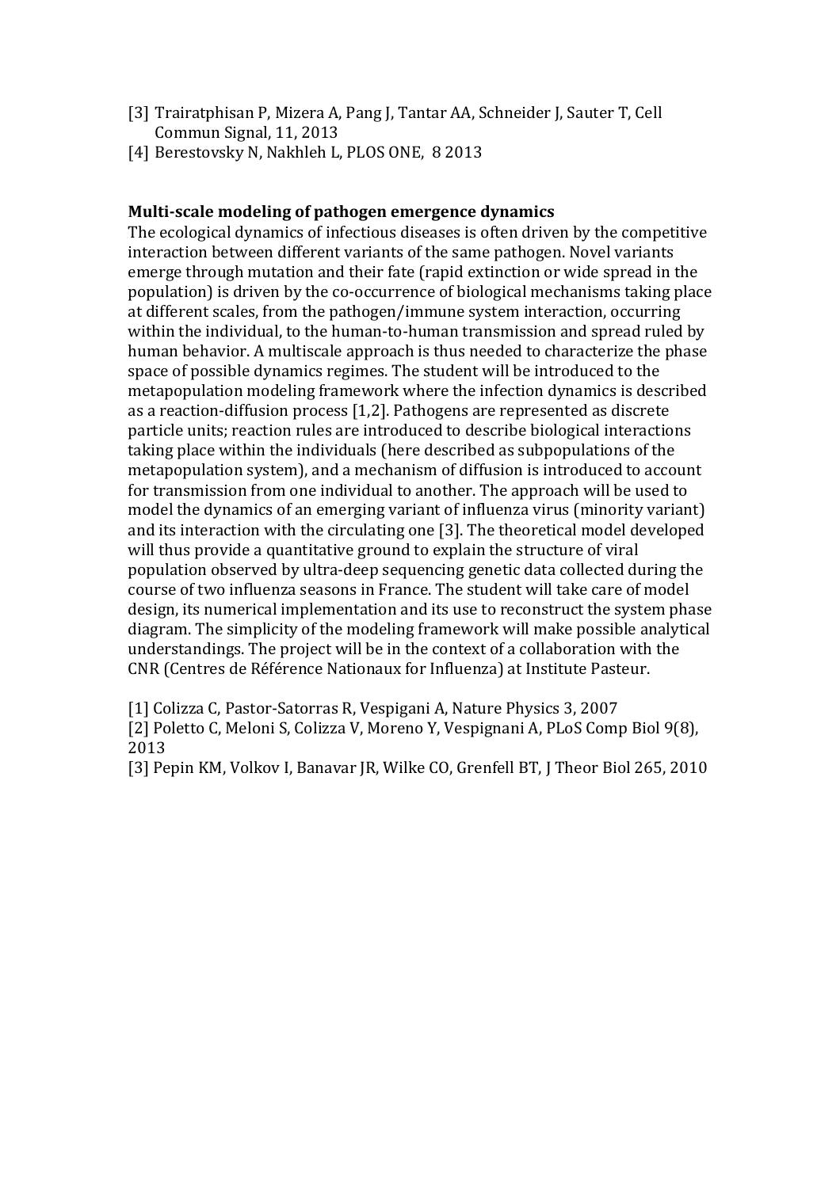[3] Trairatphisan P, Mizera A, Pang J, Tantar AA, Schneider J, Sauter T, Cell Commun Signal, 11, 2013

[4] Berestovsky N, Nakhleh L, PLOS ONE, 8 2013

**Multi-scale modeling of pathogen emergence dynamics**

The ecological dynamics of infectious diseases is often driven by the competitive interaction between different variants of the same pathogen. Novel variants emerge through mutation and their fate (rapid extinction or wide spread in the population) is driven by the co-occurrence of biological mechanisms taking place at different scales, from the pathogen/immune system interaction, occurring within the individual, to the human-to-human transmission and spread ruled by human behavior. A multiscale approach is thus needed to characterize the phase space of possible dynamics regimes. The student will be introduced to the metapopulation modeling framework where the infection dynamics is described as a reaction-diffusion process [1,2]. Pathogens are represented as discrete particle units; reaction rules are introduced to describe biological interactions taking place within the individuals (here described as subpopulations of the metapopulation system), and a mechanism of diffusion is introduced to account for transmission from one individual to another. The approach will be used to model the dynamics of an emerging variant of influenza virus (minority variant) and its interaction with the circulating one [3]. The theoretical model developed will thus provide a quantitative ground to explain the structure of viral population observed by ultra-deep sequencing genetic data collected during the course of two influenza seasons in France. The student will take care of model design, its numerical implementation and its use to reconstruct the system phase diagram. The simplicity of the modeling framework will make possible analytical understandings. The project will be in the context of a collaboration with the CNR (Centres de Référence Nationaux for Influenza) at Institute Pasteur.

[1] Colizza C, Pastor-Satorras R, Vespigani A, Nature Physics 3, 2007

[2] Poletto C, Meloni S, Colizza V, Moreno Y, Vespignani A, PLoS Comp Biol 9(8), 2013

[3] Pepin KM, Volkov I, Banavar JR, Wilke CO, Grenfell BT, J Theor Biol 265, 2010